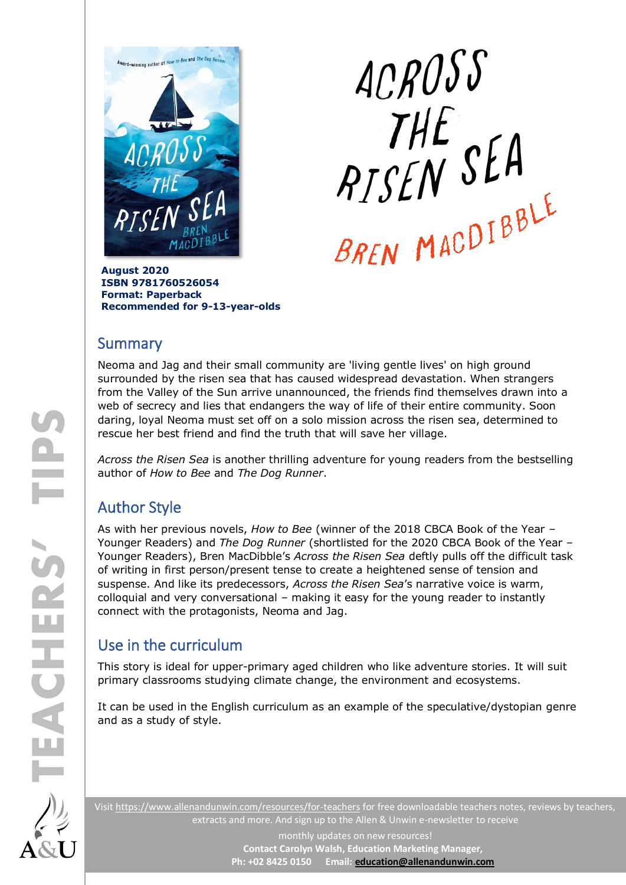# ACROSS THE RISEN SEA

BREN MACDIBBLE

**August 2020**
**ISBN 9781760526054**
**Format: Paperback**
**Recommended for 9-13-year-olds**

## Summary

Neoma and Jag and their small community are 'living gentle lives' on high ground surrounded by the risen sea that has caused widespread devastation. When strangers from the Valley of the Sun arrive unannounced, the friends find themselves drawn into a web of secrecy and lies that endangers the way of life of their entire community. Soon daring, loyal Neoma must set off on a solo mission across the risen sea, determined to rescue her best friend and find the truth that will save her village.

*Across the Risen Sea* is another thrilling adventure for young readers from the bestselling author of *How to Bee* and *The Dog Runner*.

## Author Style

As with her previous novels, *How to Bee* (winner of the 2018 CBCA Book of the Year – Younger Readers) and *The Dog Runner* (shortlisted for the 2020 CBCA Book of the Year – Younger Readers), Bren MacDibble's *Across the Risen Sea* deftly pulls off the difficult task of writing in first person/present tense to create a heightened sense of tension and suspense. And like its predecessors, *Across the Risen Sea*'s narrative voice is warm, colloquial and very conversational – making it easy for the young reader to instantly connect with the protagonists, Neoma and Jag.

## Use in the curriculum

This story is ideal for upper-primary aged children who like adventure stories. It will suit primary classrooms studying climate change, the environment and ecosystems.

It can be used in the English curriculum as an example of the speculative/dystopian genre and as a study of style.

Visit https://www.allenandunwin.com/resources/for-teachers for free downloadable teachers notes, reviews by teachers, extracts and more. And sign up to the Allen & Unwin e-newsletter to receive monthly updates on new resources!
**Contact Carolyn Walsh, Education Marketing Manager,**
**Ph: +02 8425 0150 Email: education@allenandunwin.com**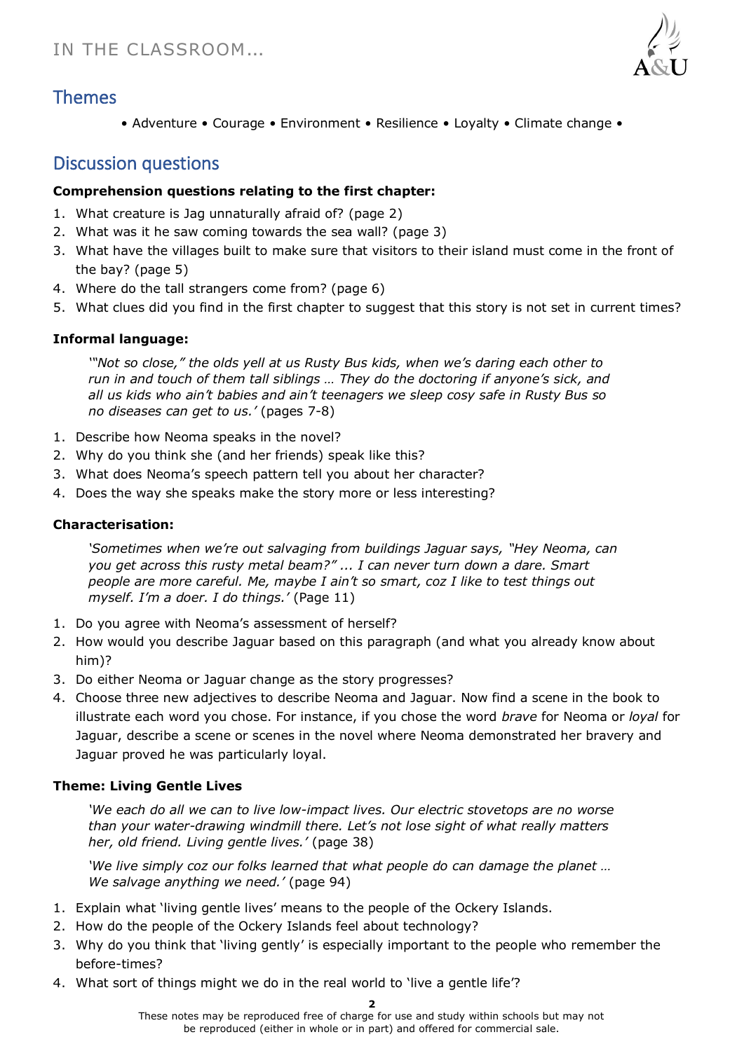## Themes

• Adventure • Courage • Environment • Resilience • Loyalty • Climate change •

## Discussion questions

**Comprehension questions relating to the first chapter:**

1. What creature is Jag unnaturally afraid of? (page 2)
2. What was it he saw coming towards the sea wall? (page 3)
3. What have the villages built to make sure that visitors to their island must come in the front of the bay? (page 5)
4. Where do the tall strangers come from? (page 6)
5. What clues did you find in the first chapter to suggest that this story is not set in current times?

**Informal language:**

> *'"Not so close," the olds yell at us Rusty Bus kids, when we's daring each other to run in and touch of them tall siblings … They do the doctoring if anyone's sick, and all us kids who ain't babies and ain't teenagers we sleep cosy safe in Rusty Bus so no diseases can get to us.'* (pages 7-8)

1. Describe how Neoma speaks in the novel?
2. Why do you think she (and her friends) speak like this?
3. What does Neoma's speech pattern tell you about her character?
4. Does the way she speaks make the story more or less interesting?

**Characterisation:**

> *'Sometimes when we're out salvaging from buildings Jaguar says, "Hey Neoma, can you get across this rusty metal beam?" ... I can never turn down a dare. Smart people are more careful. Me, maybe I ain't so smart, coz I like to test things out myself. I'm a doer. I do things.'* (Page 11)

1. Do you agree with Neoma's assessment of herself?
2. How would you describe Jaguar based on this paragraph (and what you already know about him)?
3. Do either Neoma or Jaguar change as the story progresses?
4. Choose three new adjectives to describe Neoma and Jaguar. Now find a scene in the book to illustrate each word you chose. For instance, if you chose the word *brave* for Neoma or *loyal* for Jaguar, describe a scene or scenes in the novel where Neoma demonstrated her bravery and Jaguar proved he was particularly loyal.

**Theme: Living Gentle Lives**

> *'We each do all we can to live low-impact lives. Our electric stovetops are no worse than your water-drawing windmill there. Let's not lose sight of what really matters her, old friend. Living gentle lives.'* (page 38)
>
> *'We live simply coz our folks learned that what people do can damage the planet … We salvage anything we need.'* (page 94)

1. Explain what 'living gentle lives' means to the people of the Ockery Islands.
2. How do the people of the Ockery Islands feel about technology?
3. Why do you think that 'living gently' is especially important to the people who remember the before-times?
4. What sort of things might we do in the real world to 'live a gentle life'?

These notes may be reproduced free of charge for use and study within schools but may not be reproduced (either in whole or in part) and offered for commercial sale.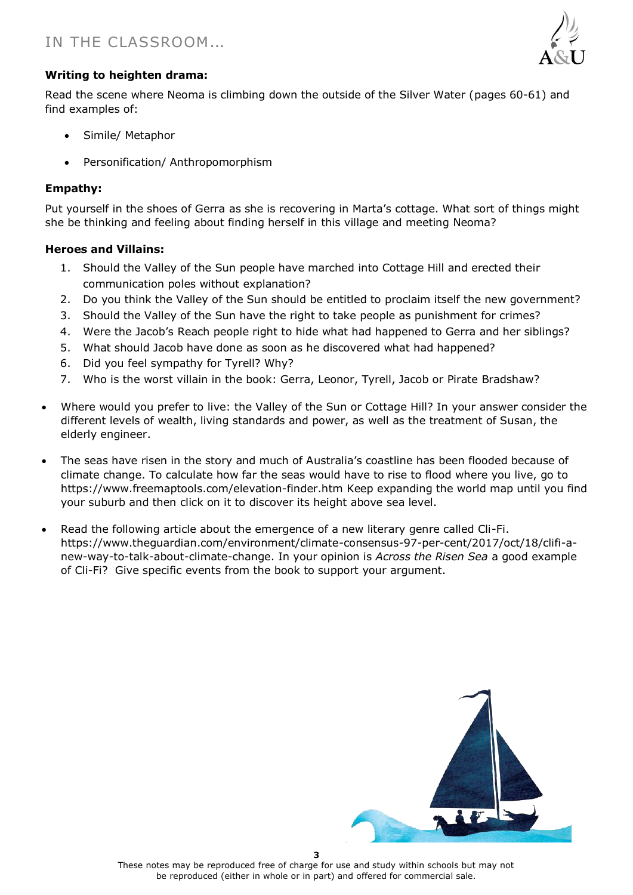**Writing to heighten drama:**

Read the scene where Neoma is climbing down the outside of the Silver Water (pages 60-61) and find examples of:

- Simile/ Metaphor
- Personification/ Anthropomorphism

**Empathy:**

Put yourself in the shoes of Gerra as she is recovering in Marta's cottage. What sort of things might she be thinking and feeling about finding herself in this village and meeting Neoma?

**Heroes and Villains:**

1. Should the Valley of the Sun people have marched into Cottage Hill and erected their communication poles without explanation?
2. Do you think the Valley of the Sun should be entitled to proclaim itself the new government?
3. Should the Valley of the Sun have the right to take people as punishment for crimes?
4. Were the Jacob's Reach people right to hide what had happened to Gerra and her siblings?
5. What should Jacob have done as soon as he discovered what had happened?
6. Did you feel sympathy for Tyrell? Why?
7. Who is the worst villain in the book: Gerra, Leonor, Tyrell, Jacob or Pirate Bradshaw?

- Where would you prefer to live: the Valley of the Sun or Cottage Hill? In your answer consider the different levels of wealth, living standards and power, as well as the treatment of Susan, the elderly engineer.

- The seas have risen in the story and much of Australia's coastline has been flooded because of climate change. To calculate how far the seas would have to rise to flood where you live, go to https://www.freemaptools.com/elevation-finder.htm Keep expanding the world map until you find your suburb and then click on it to discover its height above sea level.

- Read the following article about the emergence of a new literary genre called Cli-Fi. https://www.theguardian.com/environment/climate-consensus-97-per-cent/2017/oct/18/clifi-a-new-way-to-talk-about-climate-change. In your opinion is *Across the Risen Sea* a good example of Cli-Fi? Give specific events from the book to support your argument.

These notes may be reproduced free of charge for use and study within schools but may not be reproduced (either in whole or in part) and offered for commercial sale.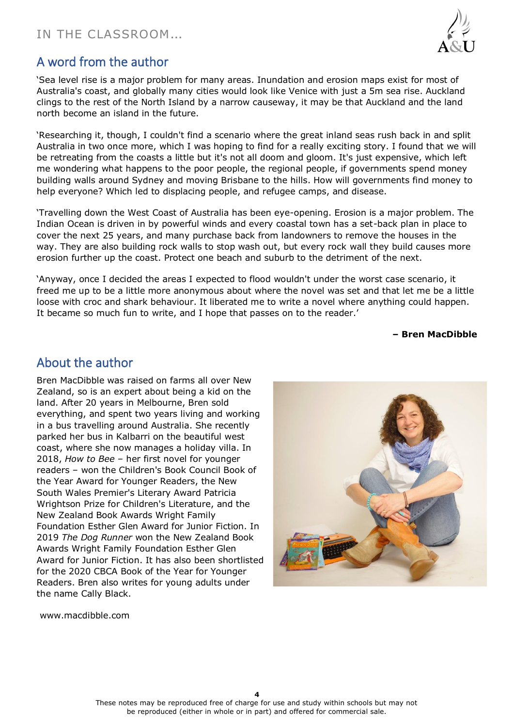IN THE CLASSROOM…

## A word from the author

'Sea level rise is a major problem for many areas. Inundation and erosion maps exist for most of Australia's coast, and globally many cities would look like Venice with just a 5m sea rise. Auckland clings to the rest of the North Island by a narrow causeway, it may be that Auckland and the land north become an island in the future.

'Researching it, though, I couldn't find a scenario where the great inland seas rush back in and split Australia in two once more, which I was hoping to find for a really exciting story. I found that we will be retreating from the coasts a little but it's not all doom and gloom. It's just expensive, which left me wondering what happens to the poor people, the regional people, if governments spend money building walls around Sydney and moving Brisbane to the hills. How will governments find money to help everyone? Which led to displacing people, and refugee camps, and disease.

'Travelling down the West Coast of Australia has been eye-opening. Erosion is a major problem. The Indian Ocean is driven in by powerful winds and every coastal town has a set-back plan in place to cover the next 25 years, and many purchase back from landowners to remove the houses in the way. They are also building rock walls to stop wash out, but every rock wall they build causes more erosion further up the coast. Protect one beach and suburb to the detriment of the next.

'Anyway, once I decided the areas I expected to flood wouldn't under the worst case scenario, it freed me up to be a little more anonymous about where the novel was set and that let me be a little loose with croc and shark behaviour. It liberated me to write a novel where anything could happen. It became so much fun to write, and I hope that passes on to the reader.'

**– Bren MacDibble**

## About the author

Bren MacDibble was raised on farms all over New Zealand, so is an expert about being a kid on the land. After 20 years in Melbourne, Bren sold everything, and spent two years living and working in a bus travelling around Australia. She recently parked her bus in Kalbarri on the beautiful west coast, where she now manages a holiday villa. In 2018, *How to Bee* – her first novel for younger readers – won the Children's Book Council Book of the Year Award for Younger Readers, the New South Wales Premier's Literary Award Patricia Wrightson Prize for Children's Literature, and the New Zealand Book Awards Wright Family Foundation Esther Glen Award for Junior Fiction. In 2019 *The Dog Runner* won the New Zealand Book Awards Wright Family Foundation Esther Glen Award for Junior Fiction. It has also been shortlisted for the 2020 CBCA Book of the Year for Younger Readers. Bren also writes for young adults under the name Cally Black.

www.macdibble.com

These notes may be reproduced free of charge for use and study within schools but may not be reproduced (either in whole or in part) and offered for commercial sale.